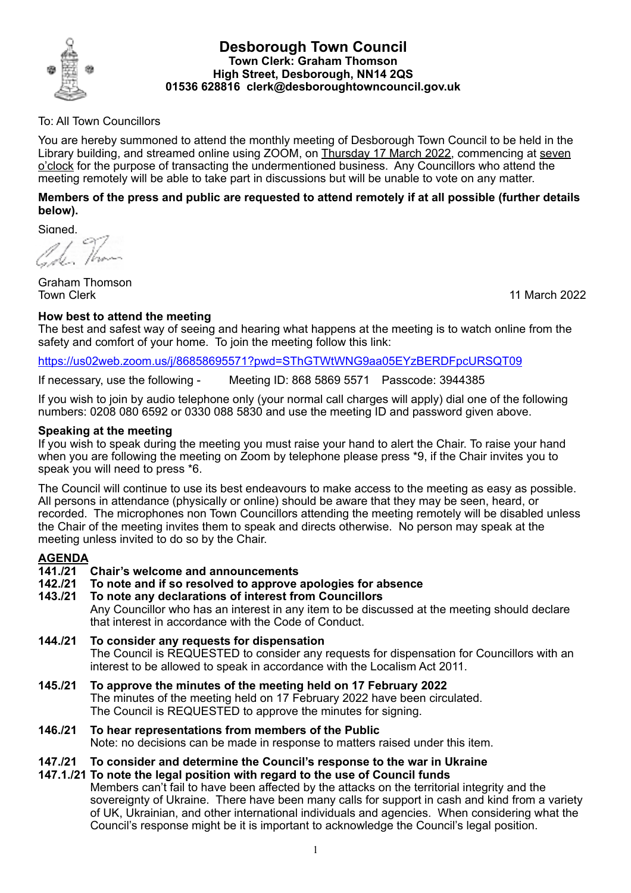# Desborough Town Council

**Town Clerk: Graham Thomson**
**High Street, Desborough, NN14 2QS**
**01536 628816 clerk@desboroughtowncouncil.gov.uk**

To: All Town Councillors

You are hereby summoned to attend the monthly meeting of Desborough Town Council to be held in the Library building, and streamed online using ZOOM, on Thursday 17 March 2022, commencing at seven o'clock for the purpose of transacting the undermentioned business. Any Councillors who attend the meeting remotely will be able to take part in discussions but will be unable to vote on any matter.

**Members of the press and public are requested to attend remotely if at all possible (further details below).**

Signed,

Graham Thomson
Town Clerk

11 March 2022

### How best to attend the meeting

The best and safest way of seeing and hearing what happens at the meeting is to watch online from the safety and comfort of your home. To join the meeting follow this link:

https://us02web.zoom.us/j/86858695571?pwd=SThGTWtWNG9aa05EYzBERDFpcURSQT09

If necessary, use the following - Meeting ID: 868 5869 5571 Passcode: 3944385

If you wish to join by audio telephone only (your normal call charges will apply) dial one of the following numbers: 0208 080 6592 or 0330 088 5830 and use the meeting ID and password given above.

### Speaking at the meeting

If you wish to speak during the meeting you must raise your hand to alert the Chair. To raise your hand when you are following the meeting on Zoom by telephone please press *9, if the Chair invites you to speak you will need to press *6.

The Council will continue to use its best endeavours to make access to the meeting as easy as possible. All persons in attendance (physically or online) should be aware that they may be seen, heard, or recorded. The microphones non Town Councillors attending the meeting remotely will be disabled unless the Chair of the meeting invites them to speak and directs otherwise. No person may speak at the meeting unless invited to do so by the Chair.

## AGENDA

**141./21 Chair's welcome and announcements**

**142./21 To note and if so resolved to approve apologies for absence**

**143./21 To note any declarations of interest from Councillors**
Any Councillor who has an interest in any item to be discussed at the meeting should declare that interest in accordance with the Code of Conduct.

**144./21 To consider any requests for dispensation**
The Council is REQUESTED to consider any requests for dispensation for Councillors with an interest to be allowed to speak in accordance with the Localism Act 2011.

**145./21 To approve the minutes of the meeting held on 17 February 2022**
The minutes of the meeting held on 17 February 2022 have been circulated.
The Council is REQUESTED to approve the minutes for signing.

**146./21 To hear representations from members of the Public**
Note: no decisions can be made in response to matters raised under this item.

**147./21 To consider and determine the Council's response to the war in Ukraine**

**147.1./21 To note the legal position with regard to the use of Council funds**
Members can't fail to have been affected by the attacks on the territorial integrity and the sovereignty of Ukraine. There have been many calls for support in cash and kind from a variety of UK, Ukrainian, and other international individuals and agencies. When considering what the Council's response might be it is important to acknowledge the Council's legal position.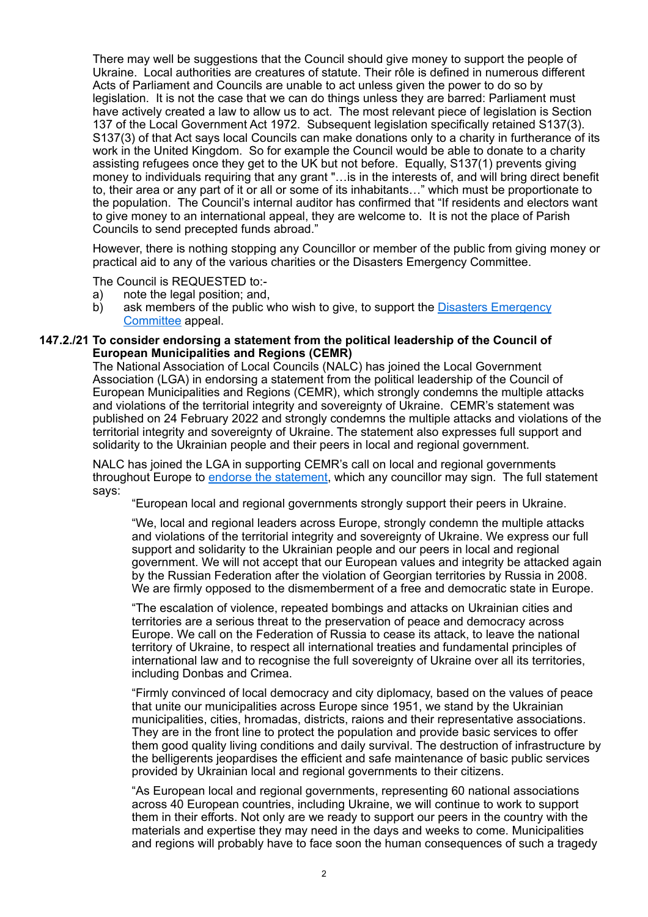There may well be suggestions that the Council should give money to support the people of Ukraine. Local authorities are creatures of statute. Their rôle is defined in numerous different Acts of Parliament and Councils are unable to act unless given the power to do so by legislation. It is not the case that we can do things unless they are barred: Parliament must have actively created a law to allow us to act. The most relevant piece of legislation is Section 137 of the Local Government Act 1972. Subsequent legislation specifically retained S137(3). S137(3) of that Act says local Councils can make donations only to a charity in furtherance of its work in the United Kingdom. So for example the Council would be able to donate to a charity assisting refugees once they get to the UK but not before. Equally, S137(1) prevents giving money to individuals requiring that any grant "…is in the interests of, and will bring direct benefit to, their area or any part of it or all or some of its inhabitants…" which must be proportionate to the population. The Council's internal auditor has confirmed that "If residents and electors want to give money to an international appeal, they are welcome to. It is not the place of Parish Councils to send precepted funds abroad."

However, there is nothing stopping any Councillor or member of the public from giving money or practical aid to any of the various charities or the Disasters Emergency Committee.

The Council is REQUESTED to:-

a) note the legal position; and,
b) ask members of the public who wish to give, to support the Disasters Emergency Committee appeal.

**147.2./21 To consider endorsing a statement from the political leadership of the Council of European Municipalities and Regions (CEMR)**

The National Association of Local Councils (NALC) has joined the Local Government Association (LGA) in endorsing a statement from the political leadership of the Council of European Municipalities and Regions (CEMR), which strongly condemns the multiple attacks and violations of the territorial integrity and sovereignty of Ukraine. CEMR's statement was published on 24 February 2022 and strongly condemns the multiple attacks and violations of the territorial integrity and sovereignty of Ukraine. The statement also expresses full support and solidarity to the Ukrainian people and their peers in local and regional government.

NALC has joined the LGA in supporting CEMR's call on local and regional governments throughout Europe to endorse the statement, which any councillor may sign. The full statement says:

> "European local and regional governments strongly support their peers in Ukraine.
>
> "We, local and regional leaders across Europe, strongly condemn the multiple attacks and violations of the territorial integrity and sovereignty of Ukraine. We express our full support and solidarity to the Ukrainian people and our peers in local and regional government. We will not accept that our European values and integrity be attacked again by the Russian Federation after the violation of Georgian territories by Russia in 2008. We are firmly opposed to the dismemberment of a free and democratic state in Europe.
>
> "The escalation of violence, repeated bombings and attacks on Ukrainian cities and territories are a serious threat to the preservation of peace and democracy across Europe. We call on the Federation of Russia to cease its attack, to leave the national territory of Ukraine, to respect all international treaties and fundamental principles of international law and to recognise the full sovereignty of Ukraine over all its territories, including Donbas and Crimea.
>
> "Firmly convinced of local democracy and city diplomacy, based on the values of peace that unite our municipalities across Europe since 1951, we stand by the Ukrainian municipalities, cities, hromadas, districts, raions and their representative associations. They are in the front line to protect the population and provide basic services to offer them good quality living conditions and daily survival. The destruction of infrastructure by the belligerents jeopardises the efficient and safe maintenance of basic public services provided by Ukrainian local and regional governments to their citizens.
>
> "As European local and regional governments, representing 60 national associations across 40 European countries, including Ukraine, we will continue to work to support them in their efforts. Not only are we ready to support our peers in the country with the materials and expertise they may need in the days and weeks to come. Municipalities and regions will probably have to face soon the human consequences of such a tragedy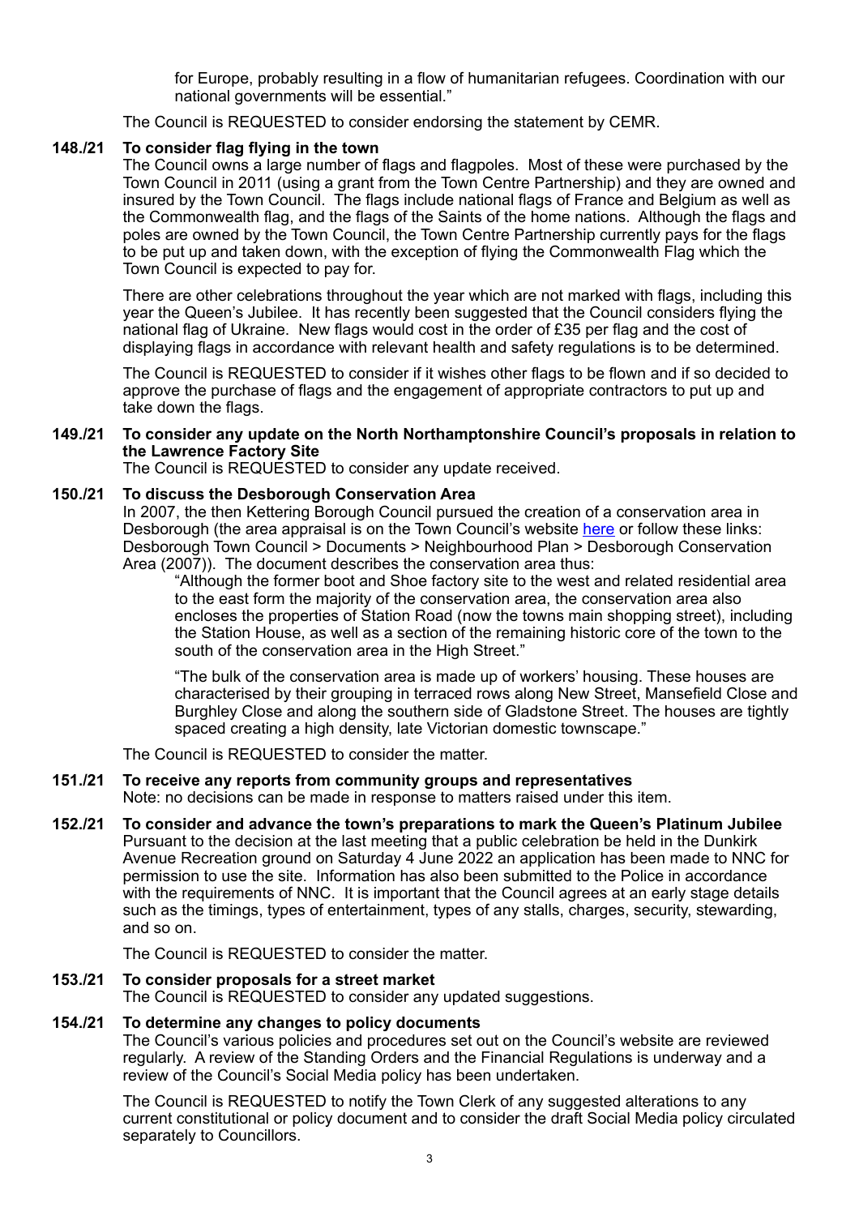for Europe, probably resulting in a flow of humanitarian refugees. Coordination with our national governments will be essential."

The Council is REQUESTED to consider endorsing the statement by CEMR.

**148./21 To consider flag flying in the town**

The Council owns a large number of flags and flagpoles. Most of these were purchased by the Town Council in 2011 (using a grant from the Town Centre Partnership) and they are owned and insured by the Town Council. The flags include national flags of France and Belgium as well as the Commonwealth flag, and the flags of the Saints of the home nations. Although the flags and poles are owned by the Town Council, the Town Centre Partnership currently pays for the flags to be put up and taken down, with the exception of flying the Commonwealth Flag which the Town Council is expected to pay for.

There are other celebrations throughout the year which are not marked with flags, including this year the Queen's Jubilee. It has recently been suggested that the Council considers flying the national flag of Ukraine. New flags would cost in the order of £35 per flag and the cost of displaying flags in accordance with relevant health and safety regulations is to be determined.

The Council is REQUESTED to consider if it wishes other flags to be flown and if so decided to approve the purchase of flags and the engagement of appropriate contractors to put up and take down the flags.

**149./21 To consider any update on the North Northamptonshire Council's proposals in relation to the Lawrence Factory Site**

The Council is REQUESTED to consider any update received.

**150./21 To discuss the Desborough Conservation Area**

In 2007, the then Kettering Borough Council pursued the creation of a conservation area in Desborough (the area appraisal is on the Town Council's website here or follow these links: Desborough Town Council > Documents > Neighbourhood Plan > Desborough Conservation Area (2007)). The document describes the conservation area thus:

> "Although the former boot and Shoe factory site to the west and related residential area to the east form the majority of the conservation area, the conservation area also encloses the properties of Station Road (now the towns main shopping street), including the Station House, as well as a section of the remaining historic core of the town to the south of the conservation area in the High Street."
>
> "The bulk of the conservation area is made up of workers' housing. These houses are characterised by their grouping in terraced rows along New Street, Mansefield Close and Burghley Close and along the southern side of Gladstone Street. The houses are tightly spaced creating a high density, late Victorian domestic townscape."

The Council is REQUESTED to consider the matter.

**151./21 To receive any reports from community groups and representatives**

Note: no decisions can be made in response to matters raised under this item.

**152./21 To consider and advance the town's preparations to mark the Queen's Platinum Jubilee**

Pursuant to the decision at the last meeting that a public celebration be held in the Dunkirk Avenue Recreation ground on Saturday 4 June 2022 an application has been made to NNC for permission to use the site. Information has also been submitted to the Police in accordance with the requirements of NNC. It is important that the Council agrees at an early stage details such as the timings, types of entertainment, types of any stalls, charges, security, stewarding, and so on.

The Council is REQUESTED to consider the matter.

**153./21 To consider proposals for a street market**

The Council is REQUESTED to consider any updated suggestions.

**154./21 To determine any changes to policy documents**

The Council's various policies and procedures set out on the Council's website are reviewed regularly. A review of the Standing Orders and the Financial Regulations is underway and a review of the Council's Social Media policy has been undertaken.

The Council is REQUESTED to notify the Town Clerk of any suggested alterations to any current constitutional or policy document and to consider the draft Social Media policy circulated separately to Councillors.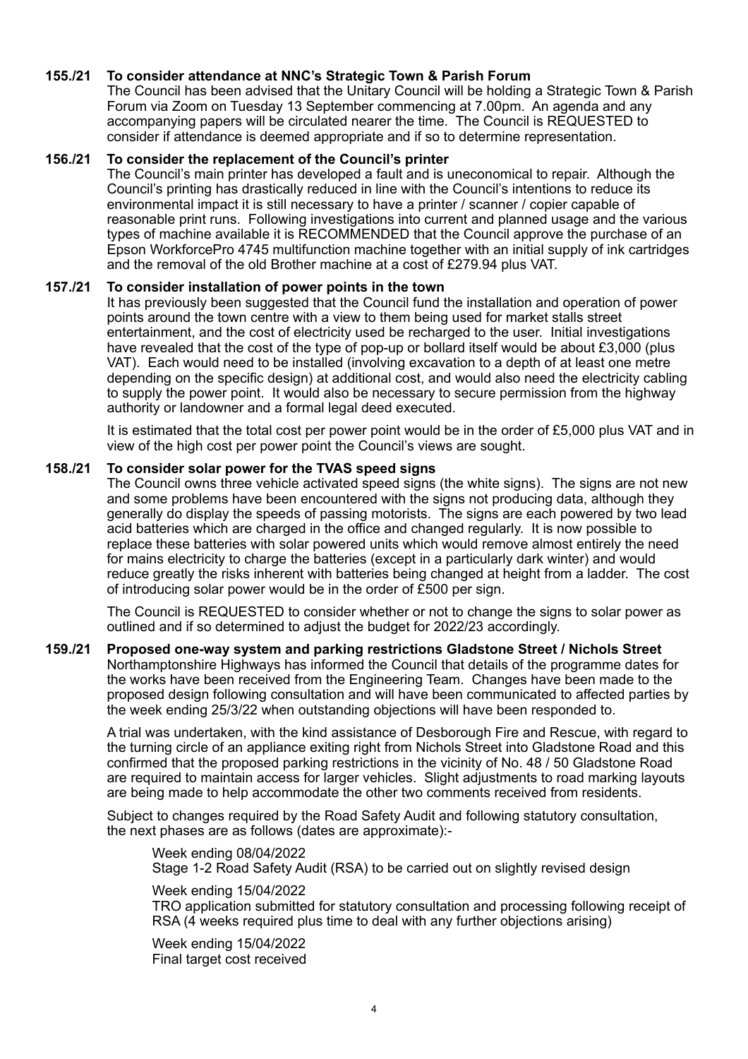**155./21 To consider attendance at NNC's Strategic Town & Parish Forum**

The Council has been advised that the Unitary Council will be holding a Strategic Town & Parish Forum via Zoom on Tuesday 13 September commencing at 7.00pm. An agenda and any accompanying papers will be circulated nearer the time. The Council is REQUESTED to consider if attendance is deemed appropriate and if so to determine representation.

**156./21 To consider the replacement of the Council's printer**

The Council's main printer has developed a fault and is uneconomical to repair. Although the Council's printing has drastically reduced in line with the Council's intentions to reduce its environmental impact it is still necessary to have a printer / scanner / copier capable of reasonable print runs. Following investigations into current and planned usage and the various types of machine available it is RECOMMENDED that the Council approve the purchase of an Epson WorkforcePro 4745 multifunction machine together with an initial supply of ink cartridges and the removal of the old Brother machine at a cost of £279.94 plus VAT.

**157./21 To consider installation of power points in the town**

It has previously been suggested that the Council fund the installation and operation of power points around the town centre with a view to them being used for market stalls street entertainment, and the cost of electricity used be recharged to the user. Initial investigations have revealed that the cost of the type of pop-up or bollard itself would be about £3,000 (plus VAT). Each would need to be installed (involving excavation to a depth of at least one metre depending on the specific design) at additional cost, and would also need the electricity cabling to supply the power point. It would also be necessary to secure permission from the highway authority or landowner and a formal legal deed executed.

It is estimated that the total cost per power point would be in the order of £5,000 plus VAT and in view of the high cost per power point the Council's views are sought.

**158./21 To consider solar power for the TVAS speed signs**

The Council owns three vehicle activated speed signs (the white signs). The signs are not new and some problems have been encountered with the signs not producing data, although they generally do display the speeds of passing motorists. The signs are each powered by two lead acid batteries which are charged in the office and changed regularly. It is now possible to replace these batteries with solar powered units which would remove almost entirely the need for mains electricity to charge the batteries (except in a particularly dark winter) and would reduce greatly the risks inherent with batteries being changed at height from a ladder. The cost of introducing solar power would be in the order of £500 per sign.

The Council is REQUESTED to consider whether or not to change the signs to solar power as outlined and if so determined to adjust the budget for 2022/23 accordingly.

**159./21 Proposed one-way system and parking restrictions Gladstone Street / Nichols Street**

Northamptonshire Highways has informed the Council that details of the programme dates for the works have been received from the Engineering Team. Changes have been made to the proposed design following consultation and will have been communicated to affected parties by the week ending 25/3/22 when outstanding objections will have been responded to.

A trial was undertaken, with the kind assistance of Desborough Fire and Rescue, with regard to the turning circle of an appliance exiting right from Nichols Street into Gladstone Road and this confirmed that the proposed parking restrictions in the vicinity of No. 48 / 50 Gladstone Road are required to maintain access for larger vehicles. Slight adjustments to road marking layouts are being made to help accommodate the other two comments received from residents.

Subject to changes required by the Road Safety Audit and following statutory consultation, the next phases are as follows (dates are approximate):-

Week ending 08/04/2022
Stage 1-2 Road Safety Audit (RSA) to be carried out on slightly revised design

Week ending 15/04/2022
TRO application submitted for statutory consultation and processing following receipt of RSA (4 weeks required plus time to deal with any further objections arising)

Week ending 15/04/2022
Final target cost received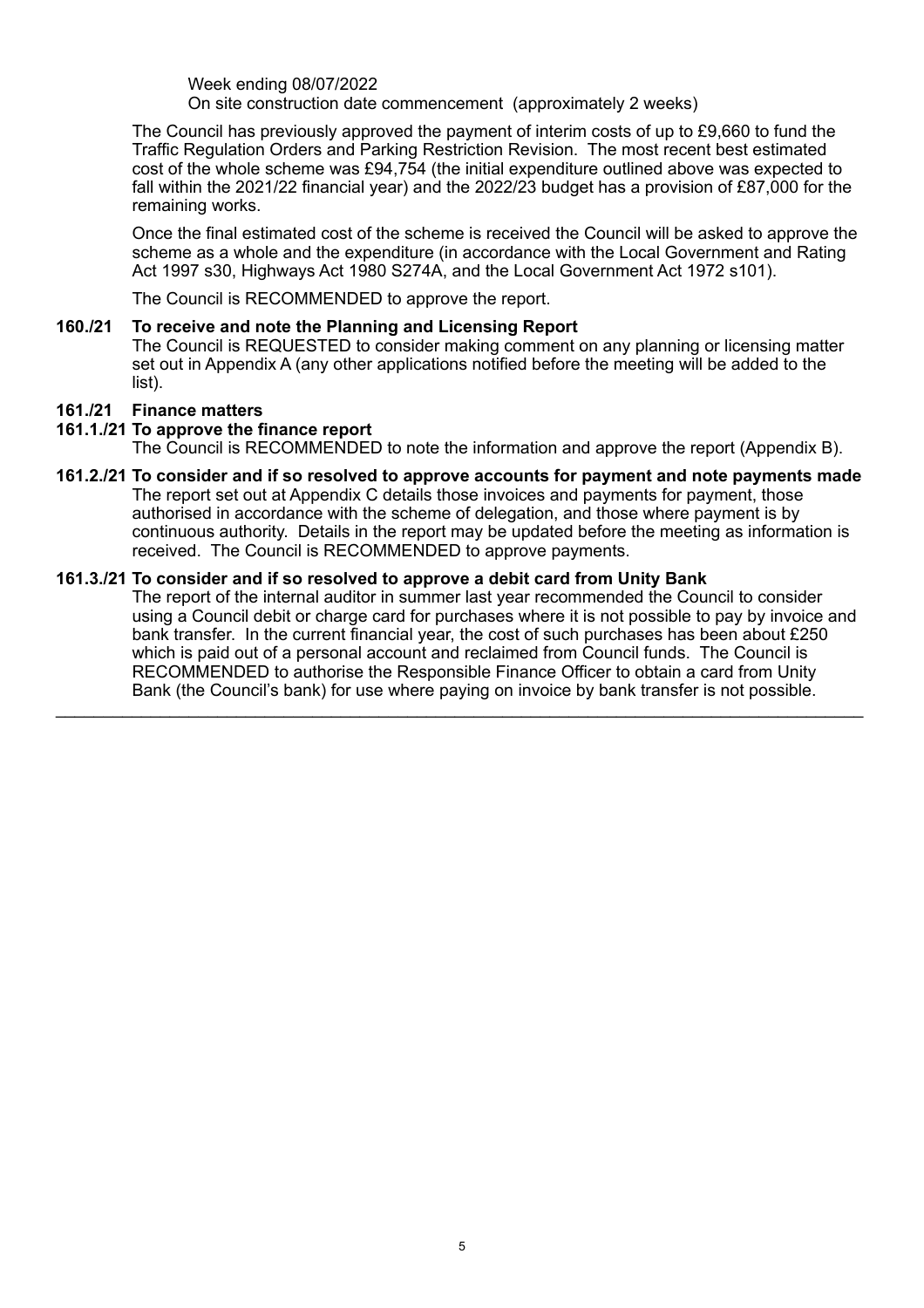Week ending 08/07/2022
On site construction date commencement (approximately 2 weeks)

The Council has previously approved the payment of interim costs of up to £9,660 to fund the Traffic Regulation Orders and Parking Restriction Revision. The most recent best estimated cost of the whole scheme was £94,754 (the initial expenditure outlined above was expected to fall within the 2021/22 financial year) and the 2022/23 budget has a provision of £87,000 for the remaining works.

Once the final estimated cost of the scheme is received the Council will be asked to approve the scheme as a whole and the expenditure (in accordance with the Local Government and Rating Act 1997 s30, Highways Act 1980 S274A, and the Local Government Act 1972 s101).

The Council is RECOMMENDED to approve the report.

**160./21 To receive and note the Planning and Licensing Report**

The Council is REQUESTED to consider making comment on any planning or licensing matter set out in Appendix A (any other applications notified before the meeting will be added to the list).

**161./21 Finance matters**

**161.1./21 To approve the finance report**

The Council is RECOMMENDED to note the information and approve the report (Appendix B).

**161.2./21 To consider and if so resolved to approve accounts for payment and note payments made**

The report set out at Appendix C details those invoices and payments for payment, those authorised in accordance with the scheme of delegation, and those where payment is by continuous authority. Details in the report may be updated before the meeting as information is received. The Council is RECOMMENDED to approve payments.

**161.3./21 To consider and if so resolved to approve a debit card from Unity Bank**

The report of the internal auditor in summer last year recommended the Council to consider using a Council debit or charge card for purchases where it is not possible to pay by invoice and bank transfer. In the current financial year, the cost of such purchases has been about £250 which is paid out of a personal account and reclaimed from Council funds. The Council is RECOMMENDED to authorise the Responsible Finance Officer to obtain a card from Unity Bank (the Council's bank) for use where paying on invoice by bank transfer is not possible.

---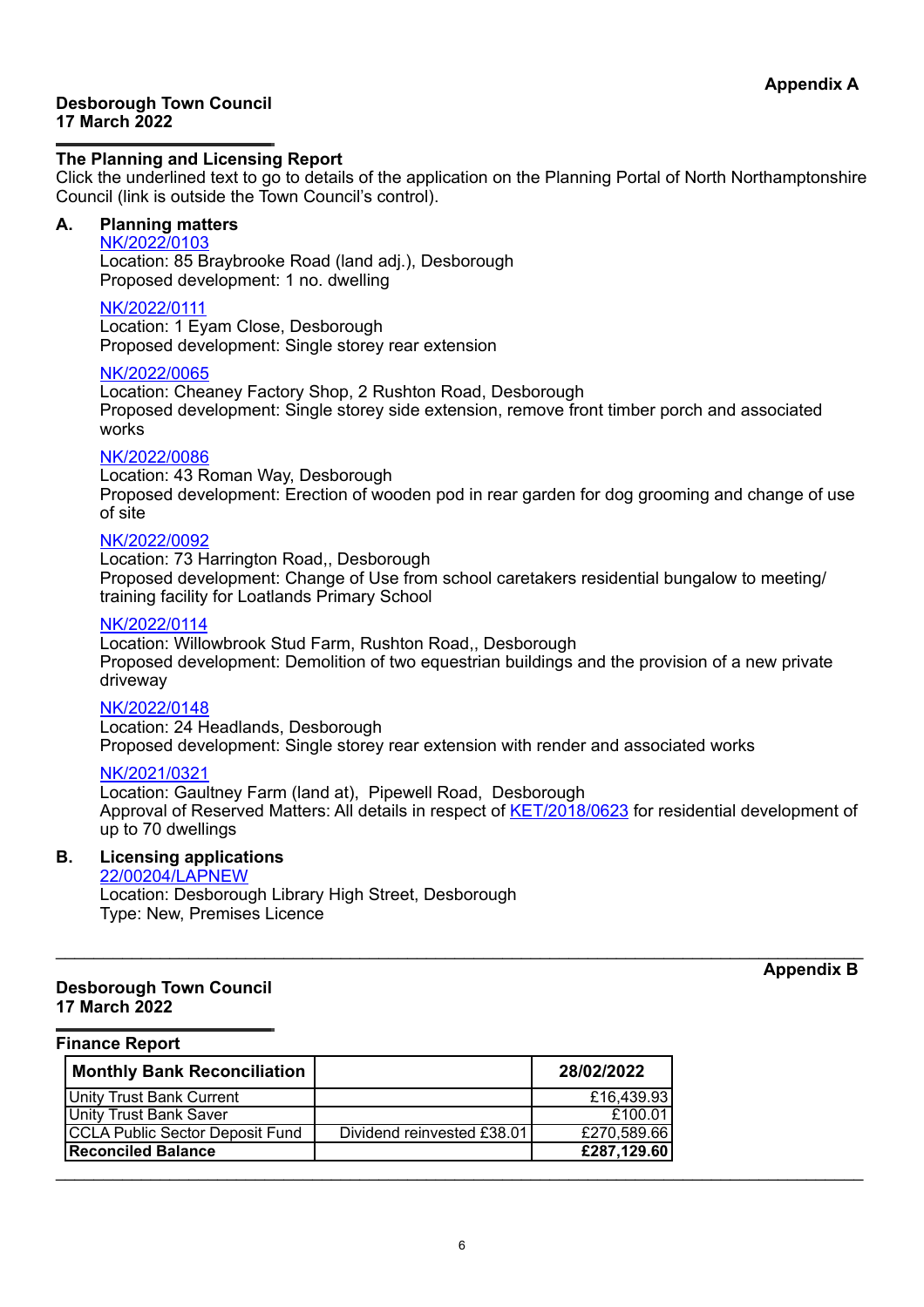**Appendix A**

**Desborough Town Council**
**17 March 2022**

---

**The Planning and Licensing Report**

Click the underlined text to go to details of the application on the Planning Portal of North Northamptonshire Council (link is outside the Town Council's control).

**A. Planning matters**

NK/2022/0103
Location: 85 Braybrooke Road (land adj.), Desborough
Proposed development: 1 no. dwelling

NK/2022/0111
Location: 1 Eyam Close, Desborough
Proposed development: Single storey rear extension

NK/2022/0065
Location: Cheaney Factory Shop, 2 Rushton Road, Desborough
Proposed development: Single storey side extension, remove front timber porch and associated works

NK/2022/0086
Location: 43 Roman Way, Desborough
Proposed development: Erection of wooden pod in rear garden for dog grooming and change of use of site

NK/2022/0092
Location: 73 Harrington Road,, Desborough
Proposed development: Change of Use from school caretakers residential bungalow to meeting/ training facility for Loatlands Primary School

NK/2022/0114
Location: Willowbrook Stud Farm, Rushton Road,, Desborough
Proposed development: Demolition of two equestrian buildings and the provision of a new private driveway

NK/2022/0148
Location: 24 Headlands, Desborough
Proposed development: Single storey rear extension with render and associated works

NK/2021/0321
Location: Gaultney Farm (land at), Pipewell Road, Desborough
Approval of Reserved Matters: All details in respect of KET/2018/0623 for residential development of up to 70 dwellings

**B. Licensing applications**

22/00204/LAPNEW
Location: Desborough Library High Street, Desborough
Type: New, Premises Licence

---

**Appendix B**

**Desborough Town Council**
**17 March 2022**

---

**Finance Report**

| **Monthly Bank Reconciliation** | | **28/02/2022** |
|---|---|---|
| Unity Trust Bank Current | | £16,439.93 |
| Unity Trust Bank Saver | | £100.01 |
| CCLA Public Sector Deposit Fund | Dividend reinvested £38.01 | £270,589.66 |
| **Reconciled Balance** | | **£287,129.60** |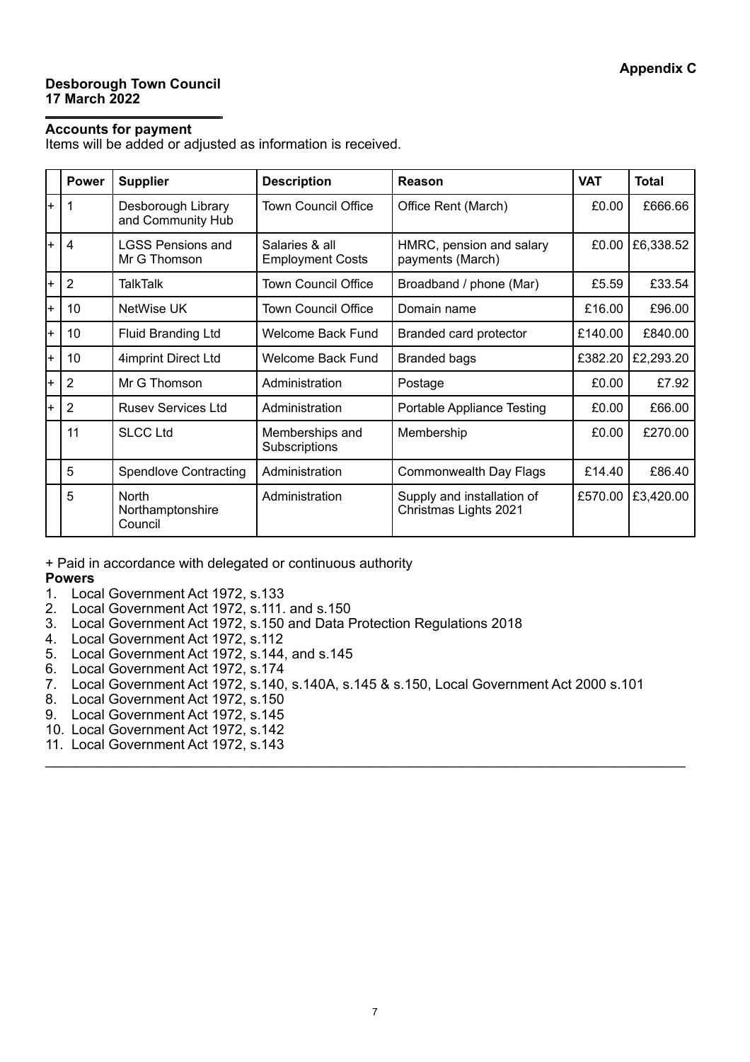**Appendix C**

**Desborough Town Council**
**17 March 2022**

**Accounts for payment**
Items will be added or adjusted as information is received.

| | Power | Supplier | Description | Reason | VAT | Total |
|---|---|---|---|---|---|---|
| + | 1 | Desborough Library and Community Hub | Town Council Office | Office Rent (March) | £0.00 | £666.66 |
| + | 4 | LGSS Pensions and Mr G Thomson | Salaries & all Employment Costs | HMRC, pension and salary payments (March) | £0.00 | £6,338.52 |
| + | 2 | TalkTalk | Town Council Office | Broadband / phone (Mar) | £5.59 | £33.54 |
| + | 10 | NetWise UK | Town Council Office | Domain name | £16.00 | £96.00 |
| + | 10 | Fluid Branding Ltd | Welcome Back Fund | Branded card protector | £140.00 | £840.00 |
| + | 10 | 4imprint Direct Ltd | Welcome Back Fund | Branded bags | £382.20 | £2,293.20 |
| + | 2 | Mr G Thomson | Administration | Postage | £0.00 | £7.92 |
| + | 2 | Rusev Services Ltd | Administration | Portable Appliance Testing | £0.00 | £66.00 |
| | 11 | SLCC Ltd | Memberships and Subscriptions | Membership | £0.00 | £270.00 |
| | 5 | Spendlove Contracting | Administration | Commonwealth Day Flags | £14.40 | £86.40 |
| | 5 | North Northamptonshire Council | Administration | Supply and installation of Christmas Lights 2021 | £570.00 | £3,420.00 |

+ Paid in accordance with delegated or continuous authority

**Powers**

1. Local Government Act 1972, s.133
2. Local Government Act 1972, s.111. and s.150
3. Local Government Act 1972, s.150 and Data Protection Regulations 2018
4. Local Government Act 1972, s.112
5. Local Government Act 1972, s.144, and s.145
6. Local Government Act 1972, s.174
7. Local Government Act 1972, s.140, s.140A, s.145 & s.150, Local Government Act 2000 s.101
8. Local Government Act 1972, s.150
9. Local Government Act 1972, s.145
10. Local Government Act 1972, s.142
11. Local Government Act 1972, s.143